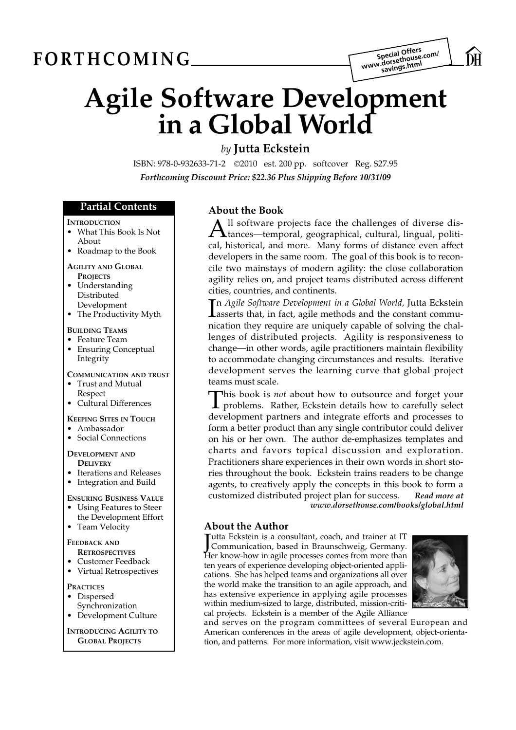FORTHCOMING

Special Offers
www.dorsethouse.com/savings.html

# Agile Software Development in a Global World

*by* **Jutta Eckstein**

ISBN: 978-0-932633-71-2 ©2010 est. 200 pp. softcover Reg. $27.95

***Forthcoming Discount Price: $22.36 Plus Shipping Before 10/31/09***

## About the Book

All software projects face the challenges of diverse distances—temporal, geographical, cultural, lingual, political, historical, and more. Many forms of distance even affect developers in the same room. The goal of this book is to reconcile two mainstays of modern agility: the close collaboration agility relies on, and project teams distributed across different cities, countries, and continents.

In *Agile Software Development in a Global World,* Jutta Eckstein asserts that, in fact, agile methods and the constant communication they require are uniquely capable of solving the challenges of distributed projects. Agility is responsiveness to change—in other words, agile practitioners maintain flexibility to accommodate changing circumstances and results. Iterative development serves the learning curve that global project teams must scale.

This book is *not* about how to outsource and forget your problems. Rather, Eckstein details how to carefully select development partners and integrate efforts and processes to form a better product than any single contributor could deliver on his or her own. The author de-emphasizes templates and charts and favors topical discussion and exploration. Practitioners share experiences in their own words in short stories throughout the book. Eckstein trains readers to be change agents, to creatively apply the concepts in this book to form a customized distributed project plan for success. ***Read more at www.dorsethouse.com/books/global.html***

## About the Author

Jutta Eckstein is a consultant, coach, and trainer at IT Communication, based in Braunschweig, Germany. Her know-how in agile processes comes from more than ten years of experience developing object-oriented applications. She has helped teams and organizations all over the world make the transition to an agile approach, and has extensive experience in applying agile processes within medium-sized to large, distributed, mission-critical projects. Eckstein is a member of the Agile Alliance and serves on the program committees of several European and American conferences in the areas of agile development, object-orientation, and patterns. For more information, visit www.jeckstein.com.

## Partial Contents

**Introduction**
- What This Book Is Not About
- Roadmap to the Book

**Agility and Global Projects**
- Understanding Distributed Development
- The Productivity Myth

**Building Teams**
- Feature Team
- Ensuring Conceptual Integrity

**Communication and Trust**
- Trust and Mutual Respect
- Cultural Differences

**Keeping Sites in Touch**
- Ambassador
- Social Connections

**Development and Delivery**
- Iterations and Releases
- Integration and Build

**Ensuring Business Value**
- Using Features to Steer the Development Effort
- Team Velocity

**Feedback and Retrospectives**
- Customer Feedback
- Virtual Retrospectives

**Practices**
- Dispersed Synchronization
- Development Culture

**Introducing Agility to Global Projects**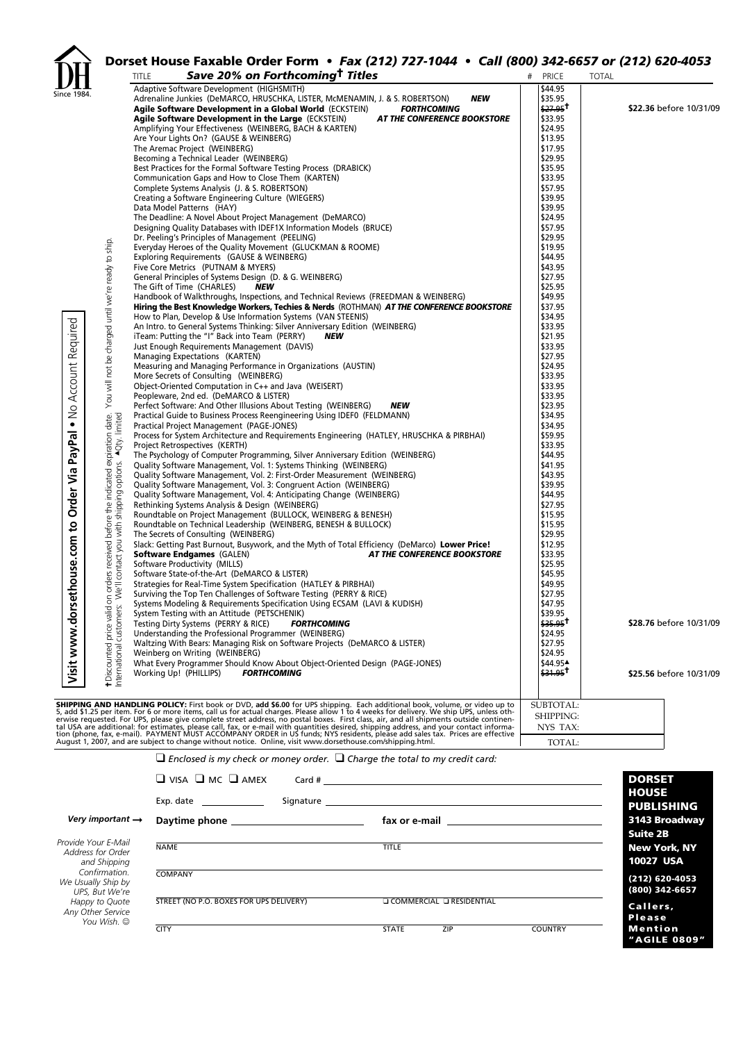# Dorset House Faxable Order Form • *Fax (212) 727-1044 • Call (800) 342-6657 or (212) 620-4053*

DH Since 1984.

**Visit www.dorsethouse.com to Order Via PayPal** • No Account Required

† Discounted price valid on orders received before the indicated expiration date. You will not be charged until we're ready to ship. International customers: We'll contact you with shipping options. ▲Qty. limited

| TITLE *Save 20% on Forthcoming† Titles* | # | PRICE | TOTAL |
|---|---|---|---|
| Adaptive Software Development (HIGHSMITH) | | $44.95 | |
| Adrenaline Junkies (DeMARCO, HRUSCHKA, LISTER, McMENAMIN, J. & S. ROBERTSON) ***NEW*** | | $35.95 | |
| **Agile Software Development in a Global World** (ECKSTEIN) ***FORTHCOMING*** | | ~~$27.95~~† | **$22.36** before 10/31/09 |
| **Agile Software Development in the Large** (ECKSTEIN) ***AT THE CONFERENCE BOOKSTORE*** | | $33.95 | |
| Amplifying Your Effectiveness (WEINBERG, BACH & KARTEN) | | $24.95 | |
| Are Your Lights On? (GAUSE & WEINBERG) | | $13.95 | |
| The Aremac Project (WEINBERG) | | $17.95 | |
| Becoming a Technical Leader (WEINBERG) | | $29.95 | |
| Best Practices for the Formal Software Testing Process (DRABICK) | | $35.95 | |
| Communication Gaps and How to Close Them (KARTEN) | | $33.95 | |
| Complete Systems Analysis (J. & S. ROBERTSON) | | $57.95 | |
| Creating a Software Engineering Culture (WIEGERS) | | $39.95 | |
| Data Model Patterns (HAY) | | $39.95 | |
| The Deadline: A Novel About Project Management (DeMARCO) | | $24.95 | |
| Designing Quality Databases with IDEF1X Information Models (BRUCE) | | $57.95 | |
| Dr. Peeling's Principles of Management (PEELING) | | $29.95 | |
| Everyday Heroes of the Quality Movement (GLUCKMAN & ROOME) | | $19.95 | |
| Exploring Requirements (GAUSE & WEINBERG) | | $44.95 | |
| Five Core Metrics (PUTNAM & MYERS) | | $43.95 | |
| General Principles of Systems Design (D. & G. WEINBERG) | | $27.95 | |
| The Gift of Time (CHARLES) ***NEW*** | | $25.95 | |
| Handbook of Walkthroughs, Inspections, and Technical Reviews (FREEDMAN & WEINBERG) | | $49.95 | |
| **Hiring the Best Knowledge Workers, Techies & Nerds** (ROTHMAN) ***AT THE CONFERENCE BOOKSTORE*** | | $37.95 | |
| How to Plan, Develop & Use Information Systems (VAN STEENIS) | | $34.95 | |
| An Intro. to General Systems Thinking: Silver Anniversary Edition (WEINBERG) | | $33.95 | |
| iTeam: Putting the "I" Back into Team (PERRY) ***NEW*** | | $21.95 | |
| Just Enough Requirements Management (DAVIS) | | $33.95 | |
| Managing Expectations (KARTEN) | | $27.95 | |
| Measuring and Managing Performance in Organizations (AUSTIN) | | $24.95 | |
| More Secrets of Consulting (WEINBERG) | | $33.95 | |
| Object-Oriented Computation in C++ and Java (WEISERT) | | $33.95 | |
| Peopleware, 2nd ed. (DeMARCO & LISTER) | | $33.95 | |
| Perfect Software: And Other Illusions About Testing (WEINBERG) ***NEW*** | | $23.95 | |
| Practical Guide to Business Process Reengineering Using IDEF0 (FELDMANN) | | $34.95 | |
| Practical Project Management (PAGE-JONES) | | $34.95 | |
| Process for System Architecture and Requirements Engineering (HATLEY, HRUSCHKA & PIRBHAI) | | $59.95 | |
| Project Retrospectives (KERTH) | | $33.95 | |
| The Psychology of Computer Programming, Silver Anniversary Edition (WEINBERG) | | $44.95 | |
| Quality Software Management, Vol. 1: Systems Thinking (WEINBERG) | | $41.95 | |
| Quality Software Management, Vol. 2: First-Order Measurement (WEINBERG) | | $43.95 | |
| Quality Software Management, Vol. 3: Congruent Action (WEINBERG) | | $39.95 | |
| Quality Software Management, Vol. 4: Anticipating Change (WEINBERG) | | $44.95 | |
| Rethinking Systems Analysis & Design (WEINBERG) | | $27.95 | |
| Roundtable on Project Management (BULLOCK, WEINBERG & BENESH) | | $15.95 | |
| Roundtable on Technical Leadership (WEINBERG, BENESH & BULLOCK) | | $15.95 | |
| The Secrets of Consulting (WEINBERG) | | $29.95 | |
| Slack: Getting Past Burnout, Busywork, and the Myth of Total Efficiency (DeMarco) **Lower Price!** | | $12.95 | |
| **Software Endgames** (GALEN) ***AT THE CONFERENCE BOOKSTORE*** | | $33.95 | |
| Software Productivity (MILLS) | | $25.95 | |
| Software State-of-the-Art (DeMARCO & LISTER) | | $45.95 | |
| Strategies for Real-Time System Specification (HATLEY & PIRBHAI) | | $49.95 | |
| Surviving the Top Ten Challenges of Software Testing (PERRY & RICE) | | $27.95 | |
| Systems Modeling & Requirements Specification Using ECSAM (LAVI & KUDISH) | | $47.95 | |
| System Testing with an Attitude (PETSCHENIK) | | $39.95 | |
| Testing Dirty Systems (PERRY & RICE) ***FORTHCOMING*** | | ~~$35.95~~† | **$28.76** before 10/31/09 |
| Understanding the Professional Programmer (WEINBERG) | | $24.95 | |
| Waltzing With Bears: Managing Risk on Software Projects (DeMARCO & LISTER) | | $27.95 | |
| Weinberg on Writing (WEINBERG) | | $24.95 | |
| What Every Programmer Should Know About Object-Oriented Design (PAGE-JONES) | | $44.95▲ | |
| Working Up! (PHILLIPS) ***FORTHCOMING*** | | ~~$31.95~~† | **$25.56** before 10/31/09 |

**SHIPPING AND HANDLING POLICY:** First book or DVD, **add $6.00** for UPS shipping. Each additional book, volume, or video up to 5, add $1.25 per item. For 6 or more items, call us for actual charges. Please allow 1 to 4 weeks for delivery. We ship UPS, unless otherwise requested. For UPS, please give complete street address, no postal boxes. First class, air, and all shipments outside continental USA are additional: for estimates, please call, fax, or e-mail with quantities desired, shipping address, and your contact information (phone, fax, e-mail). PAYMENT MUST ACCOMPANY ORDER in US funds; NYS residents, please add sales tax. Prices are effective August 1, 2007, and are subject to change without notice. Online, visit www.dorsethouse.com/shipping.html.

SUBTOTAL:
SHIPPING:
NYS TAX:
TOTAL:

❑ *Enclosed is my check or money order.* ❑ *Charge the total to my credit card:*

❑ VISA ❑ MC ❑ AMEX Card # ____________

Exp. date ________ Signature ____________

*Very important* → **Daytime phone** ____________ **fax or e-mail** ____________

*Provide Your E-Mail Address for Order and Shipping Confirmation. We Usually Ship by UPS, But We're Happy to Quote Any Other Service You Wish.* ☺

NAME ____________ TITLE ____________

COMPANY ____________

STREET (NO P.O. BOXES FOR UPS DELIVERY) ____________ ❑ COMMERCIAL ❑ RESIDENTIAL

CITY ____________ STATE ____ ZIP ____ COUNTRY ____

**DORSET HOUSE PUBLISHING**
**3143 Broadway Suite 2B**
**New York, NY 10027 USA**
**(212) 620-4053**
**(800) 342-6657**

**Callers, Please Mention "AGILE 0809"**